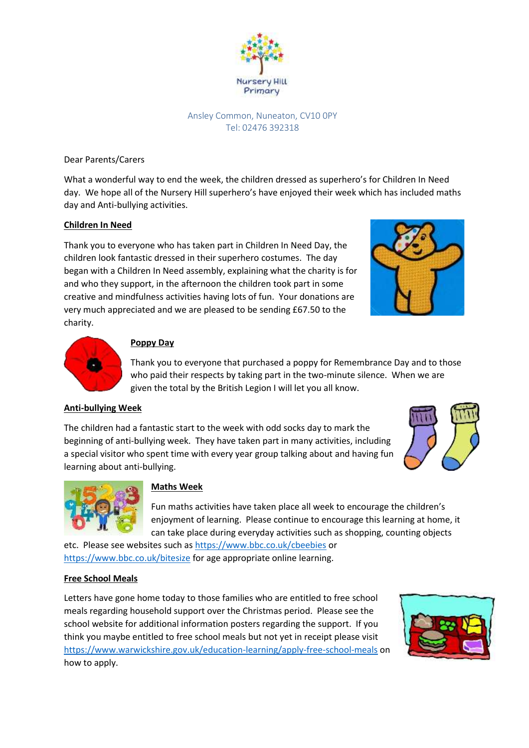Nursery Hill Primary

Ansley Common, Nuneaton, CV10 0PY
Tel: 02476 392318

Dear Parents/Carers

What a wonderful way to end the week, the children dressed as superhero's for Children In Need day. We hope all of the Nursery Hill superhero's have enjoyed their week which has included maths day and Anti-bullying activities.

**Children In Need**

Thank you to everyone who has taken part in Children In Need Day, the children look fantastic dressed in their superhero costumes. The day began with a Children In Need assembly, explaining what the charity is for and who they support, in the afternoon the children took part in some creative and mindfulness activities having lots of fun. Your donations are very much appreciated and we are pleased to be sending £67.50 to the charity.

**Poppy Day**

Thank you to everyone that purchased a poppy for Remembrance Day and to those who paid their respects by taking part in the two-minute silence. When we are given the total by the British Legion I will let you all know.

**Anti-bullying Week**

The children had a fantastic start to the week with odd socks day to mark the beginning of anti-bullying week. They have taken part in many activities, including a special visitor who spent time with every year group talking about and having fun learning about anti-bullying.

**Maths Week**

Fun maths activities have taken place all week to encourage the children's enjoyment of learning. Please continue to encourage this learning at home, it can take place during everyday activities such as shopping, counting objects etc. Please see websites such as https://www.bbc.co.uk/cbeebies or https://www.bbc.co.uk/bitesize for age appropriate online learning.

**Free School Meals**

Letters have gone home today to those families who are entitled to free school meals regarding household support over the Christmas period. Please see the school website for additional information posters regarding the support. If you think you maybe entitled to free school meals but not yet in receipt please visit https://www.warwickshire.gov.uk/education-learning/apply-free-school-meals on how to apply.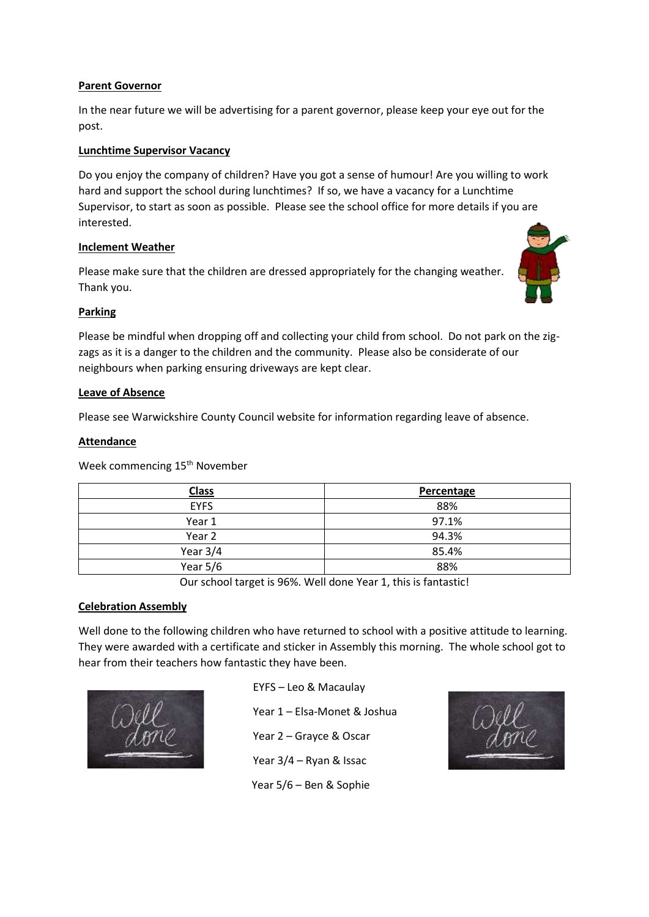**Parent Governor**

In the near future we will be advertising for a parent governor, please keep your eye out for the post.

**Lunchtime Supervisor Vacancy**

Do you enjoy the company of children? Have you got a sense of humour! Are you willing to work hard and support the school during lunchtimes? If so, we have a vacancy for a Lunchtime Supervisor, to start as soon as possible. Please see the school office for more details if you are interested.

**Inclement Weather**

Please make sure that the children are dressed appropriately for the changing weather. Thank you.

**Parking**

Please be mindful when dropping off and collecting your child from school. Do not park on the zig-zags as it is a danger to the children and the community. Please also be considerate of our neighbours when parking ensuring driveways are kept clear.

**Leave of Absence**

Please see Warwickshire County Council website for information regarding leave of absence.

**Attendance**

Week commencing 15th November

| Class | Percentage |
|---|---|
| EYFS | 88% |
| Year 1 | 97.1% |
| Year 2 | 94.3% |
| Year 3/4 | 85.4% |
| Year 5/6 | 88% |

Our school target is 96%. Well done Year 1, this is fantastic!

**Celebration Assembly**

Well done to the following children who have returned to school with a positive attitude to learning. They were awarded with a certificate and sticker in Assembly this morning. The whole school got to hear from their teachers how fantastic they have been.

EYFS – Leo & Macaulay

Year 1 – Elsa-Monet & Joshua

Year 2 – Grayce & Oscar

Year 3/4 – Ryan & Issac

Year 5/6 – Ben & Sophie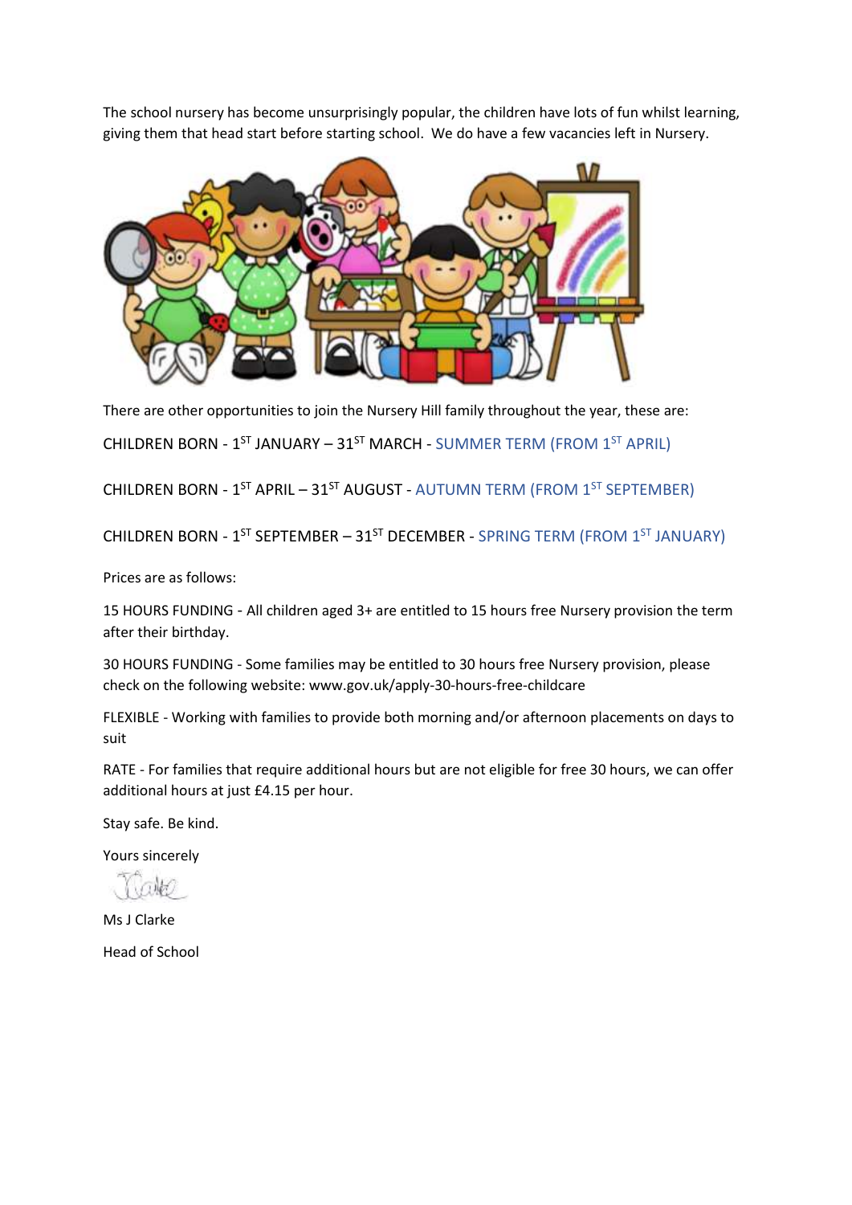The school nursery has become unsurprisingly popular, the children have lots of fun whilst learning, giving them that head start before starting school. We do have a few vacancies left in Nursery.

There are other opportunities to join the Nursery Hill family throughout the year, these are:

CHILDREN BORN - 1ST JANUARY – 31ST MARCH - SUMMER TERM (FROM 1ST APRIL)

CHILDREN BORN - 1ST APRIL – 31ST AUGUST - AUTUMN TERM (FROM 1ST SEPTEMBER)

CHILDREN BORN - 1ST SEPTEMBER – 31ST DECEMBER - SPRING TERM (FROM 1ST JANUARY)

Prices are as follows:

15 HOURS FUNDING - All children aged 3+ are entitled to 15 hours free Nursery provision the term after their birthday.

30 HOURS FUNDING - Some families may be entitled to 30 hours free Nursery provision, please check on the following website: www.gov.uk/apply-30-hours-free-childcare

FLEXIBLE - Working with families to provide both morning and/or afternoon placements on days to suit

RATE - For families that require additional hours but are not eligible for free 30 hours, we can offer additional hours at just £4.15 per hour.

Stay safe. Be kind.

Yours sincerely

Ms J Clarke

Head of School